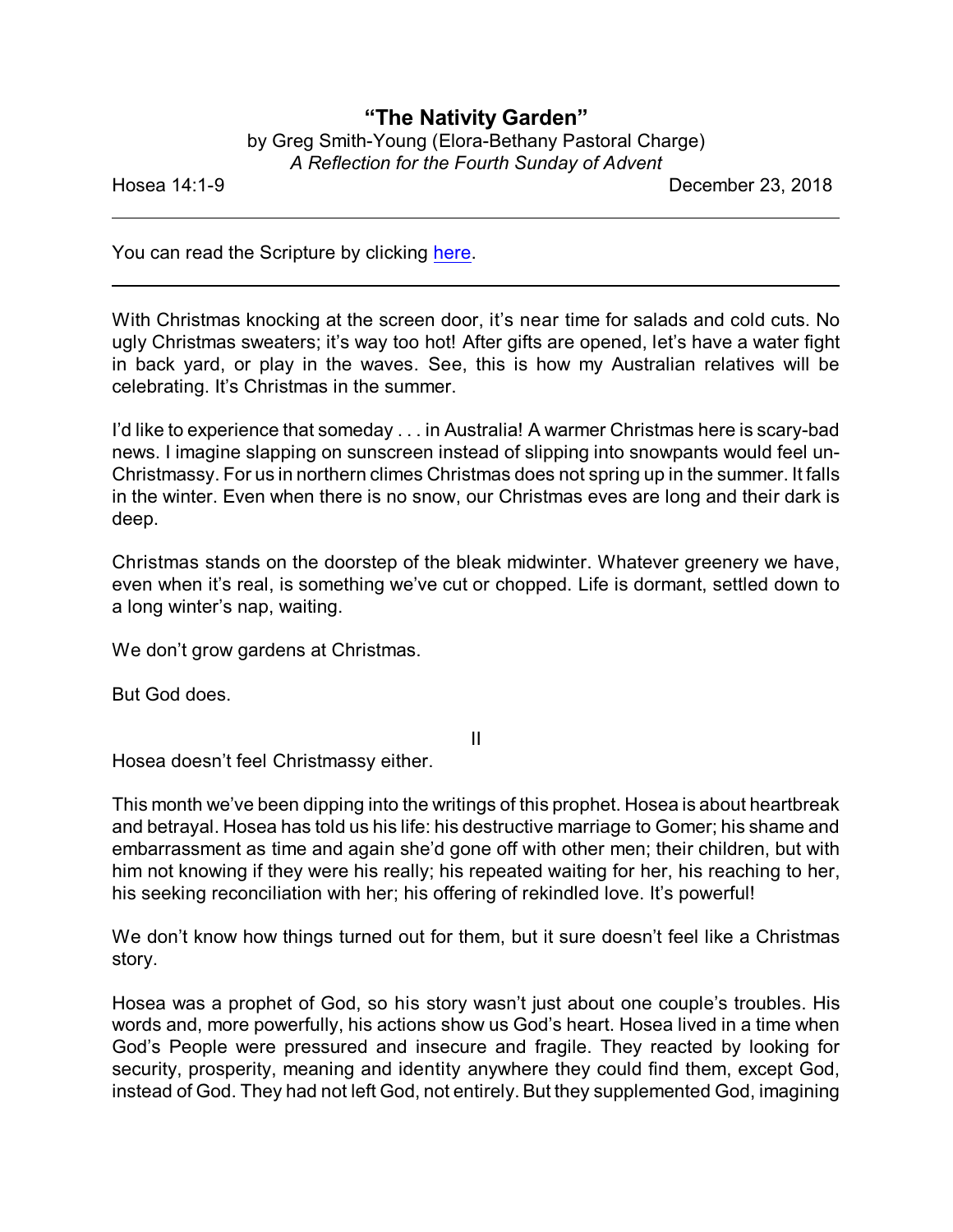# "The Nativity Garden"

by Greg Smith-Young (Elora-Bethany Pastoral Charge)
*A Reflection for the Fourth Sunday of Advent*

Hosea 14:1-9 December 23, 2018

---

You can read the Scripture by clicking here.

---

With Christmas knocking at the screen door, it's near time for salads and cold cuts. No ugly Christmas sweaters; it's way too hot! After gifts are opened, let's have a water fight in back yard, or play in the waves. See, this is how my Australian relatives will be celebrating. It's Christmas in the summer.

I'd like to experience that someday . . . in Australia! A warmer Christmas here is scary-bad news. I imagine slapping on sunscreen instead of slipping into snowpants would feel un-Christmassy. For us in northern climes Christmas does not spring up in the summer. It falls in the winter. Even when there is no snow, our Christmas eves are long and their dark is deep.

Christmas stands on the doorstep of the bleak midwinter. Whatever greenery we have, even when it's real, is something we've cut or chopped. Life is dormant, settled down to a long winter's nap, waiting.

We don't grow gardens at Christmas.

But God does.

II

Hosea doesn't feel Christmassy either.

This month we've been dipping into the writings of this prophet. Hosea is about heartbreak and betrayal. Hosea has told us his life: his destructive marriage to Gomer; his shame and embarrassment as time and again she'd gone off with other men; their children, but with him not knowing if they were his really; his repeated waiting for her, his reaching to her, his seeking reconciliation with her; his offering of rekindled love. It's powerful!

We don't know how things turned out for them, but it sure doesn't feel like a Christmas story.

Hosea was a prophet of God, so his story wasn't just about one couple's troubles. His words and, more powerfully, his actions show us God's heart. Hosea lived in a time when God's People were pressured and insecure and fragile. They reacted by looking for security, prosperity, meaning and identity anywhere they could find them, except God, instead of God. They had not left God, not entirely. But they supplemented God, imagining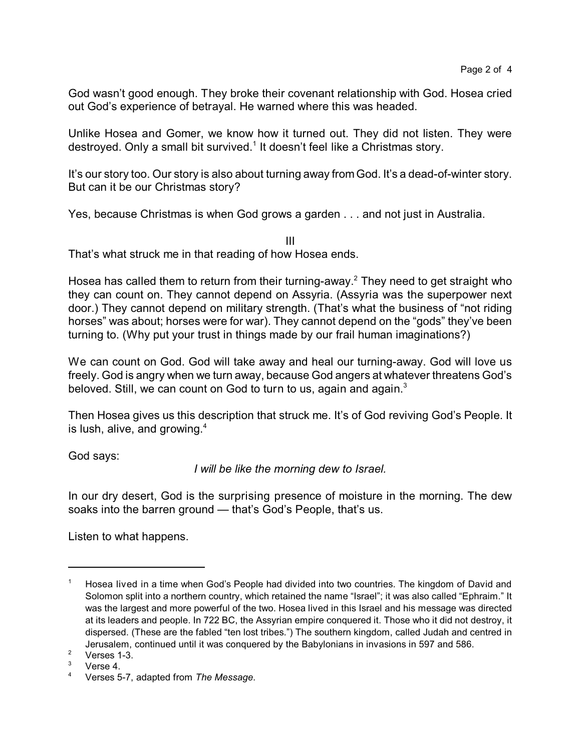God wasn't good enough. They broke their covenant relationship with God. Hosea cried out God's experience of betrayal. He warned where this was headed.

Unlike Hosea and Gomer, we know how it turned out. They did not listen. They were destroyed. Only a small bit survived.[1] It doesn't feel like a Christmas story.

It's our story too. Our story is also about turning away from God. It's a dead-of-winter story. But can it be our Christmas story?

Yes, because Christmas is when God grows a garden . . . and not just in Australia.

III

That's what struck me in that reading of how Hosea ends.

Hosea has called them to return from their turning-away.[2] They need to get straight who they can count on. They cannot depend on Assyria. (Assyria was the superpower next door.) They cannot depend on military strength. (That's what the business of "not riding horses" was about; horses were for war). They cannot depend on the "gods" they've been turning to. (Why put your trust in things made by our frail human imaginations?)

We can count on God. God will take away and heal our turning-away. God will love us freely. God is angry when we turn away, because God angers at whatever threatens God's beloved. Still, we can count on God to turn to us, again and again.[3]

Then Hosea gives us this description that struck me. It's of God reviving God's People. It is lush, alive, and growing.[4]

God says:

*I will be like the morning dew to Israel.*

In our dry desert, God is the surprising presence of moisture in the morning. The dew soaks into the barren ground — that's God's People, that's us.

Listen to what happens.

---

[1] Hosea lived in a time when God's People had divided into two countries. The kingdom of David and Solomon split into a northern country, which retained the name "Israel"; it was also called "Ephraim." It was the largest and more powerful of the two. Hosea lived in this Israel and his message was directed at its leaders and people. In 722 BC, the Assyrian empire conquered it. Those who it did not destroy, it dispersed. (These are the fabled "ten lost tribes.") The southern kingdom, called Judah and centred in Jerusalem, continued until it was conquered by the Babylonians in invasions in 597 and 586.

[2] Verses 1-3.

[3] Verse 4.

[4] Verses 5-7, adapted from *The Message*.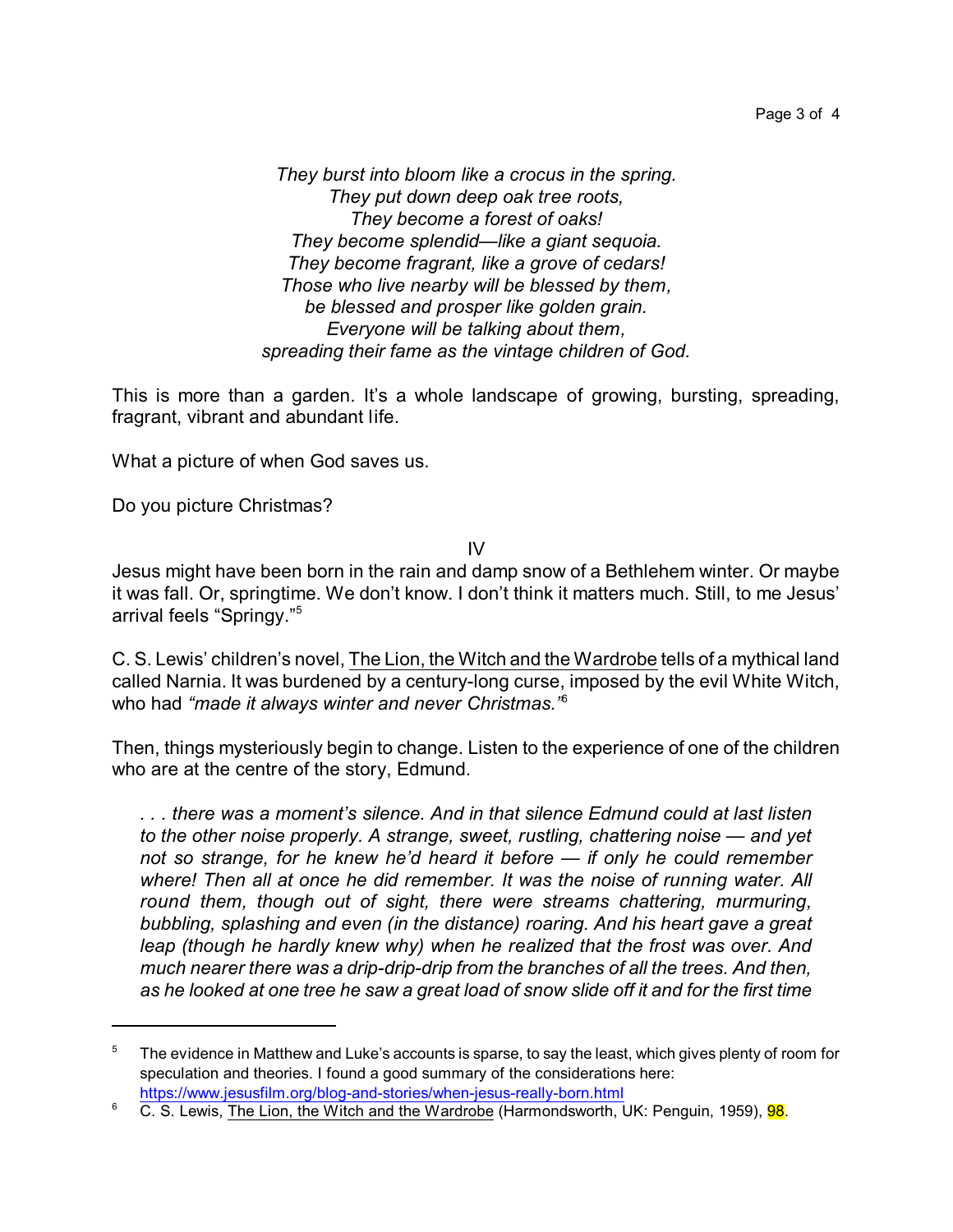*They burst into bloom like a crocus in the spring.*
*They put down deep oak tree roots,*
*They become a forest of oaks!*
*They become splendid—like a giant sequoia.*
*They become fragrant, like a grove of cedars!*
*Those who live nearby will be blessed by them,*
*be blessed and prosper like golden grain.*
*Everyone will be talking about them,*
*spreading their fame as the vintage children of God.*

This is more than a garden. It's a whole landscape of growing, bursting, spreading, fragrant, vibrant and abundant life.

What a picture of when God saves us.

Do you picture Christmas?

IV

Jesus might have been born in the rain and damp snow of a Bethlehem winter. Or maybe it was fall. Or, springtime. We don't know. I don't think it matters much. Still, to me Jesus' arrival feels "Springy."[5]

C. S. Lewis' children's novel, The Lion, the Witch and the Wardrobe tells of a mythical land called Narnia. It was burdened by a century-long curse, imposed by the evil White Witch, who had *"made it always winter and never Christmas."*[6]

Then, things mysteriously begin to change. Listen to the experience of one of the children who are at the centre of the story, Edmund.

> *. . . there was a moment's silence. And in that silence Edmund could at last listen to the other noise properly. A strange, sweet, rustling, chattering noise — and yet not so strange, for he knew he'd heard it before — if only he could remember where! Then all at once he did remember. It was the noise of running water. All round them, though out of sight, there were streams chattering, murmuring, bubbling, splashing and even (in the distance) roaring. And his heart gave a great leap (though he hardly knew why) when he realized that the frost was over. And much nearer there was a drip-drip-drip from the branches of all the trees. And then, as he looked at one tree he saw a great load of snow slide off it and for the first time*

---

[5] The evidence in Matthew and Luke's accounts is sparse, to say the least, which gives plenty of room for speculation and theories. I found a good summary of the considerations here: https://www.jesusfilm.org/blog-and-stories/when-jesus-really-born.html

[6] C. S. Lewis, The Lion, the Witch and the Wardrobe (Harmondsworth, UK: Penguin, 1959), 98.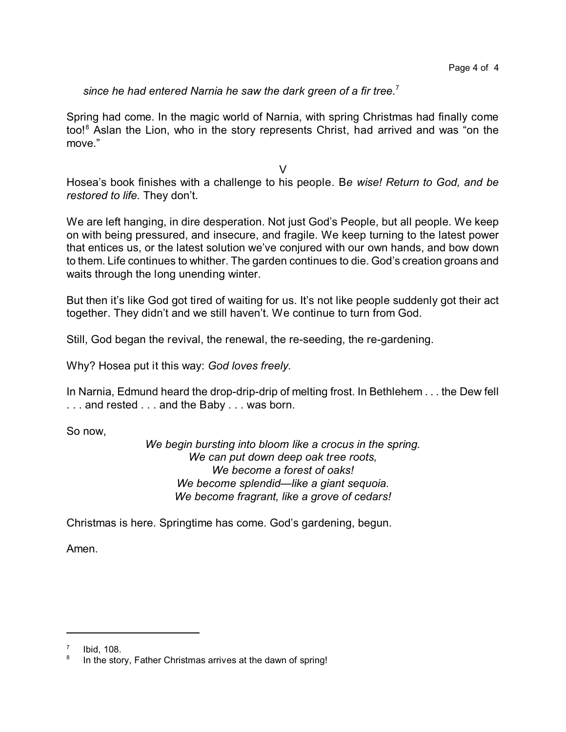*since he had entered Narnia he saw the dark green of a fir tree.*[7]

Spring had come. In the magic world of Narnia, with spring Christmas had finally come too![8] Aslan the Lion, who in the story represents Christ, had arrived and was "on the move."

V

Hosea's book finishes with a challenge to his people. B*e wise! Return to God, and be restored to life.* They don't.

We are left hanging, in dire desperation. Not just God's People, but all people. We keep on with being pressured, and insecure, and fragile. We keep turning to the latest power that entices us, or the latest solution we've conjured with our own hands, and bow down to them. Life continues to whither. The garden continues to die. God's creation groans and waits through the long unending winter.

But then it's like God got tired of waiting for us. It's not like people suddenly got their act together. They didn't and we still haven't. We continue to turn from God.

Still, God began the revival, the renewal, the re-seeding, the re-gardening.

Why? Hosea put it this way: *God loves freely.*

In Narnia, Edmund heard the drop-drip-drip of melting frost. In Bethlehem . . . the Dew fell . . . and rested . . . and the Baby . . . was born.

So now,

*We begin bursting into bloom like a crocus in the spring.*
*We can put down deep oak tree roots,*
*We become a forest of oaks!*
*We become splendid—like a giant sequoia.*
*We become fragrant, like a grove of cedars!*

Christmas is here. Springtime has come. God's gardening, begun.

Amen.

---

[7] Ibid, 108.

[8] In the story, Father Christmas arrives at the dawn of spring!